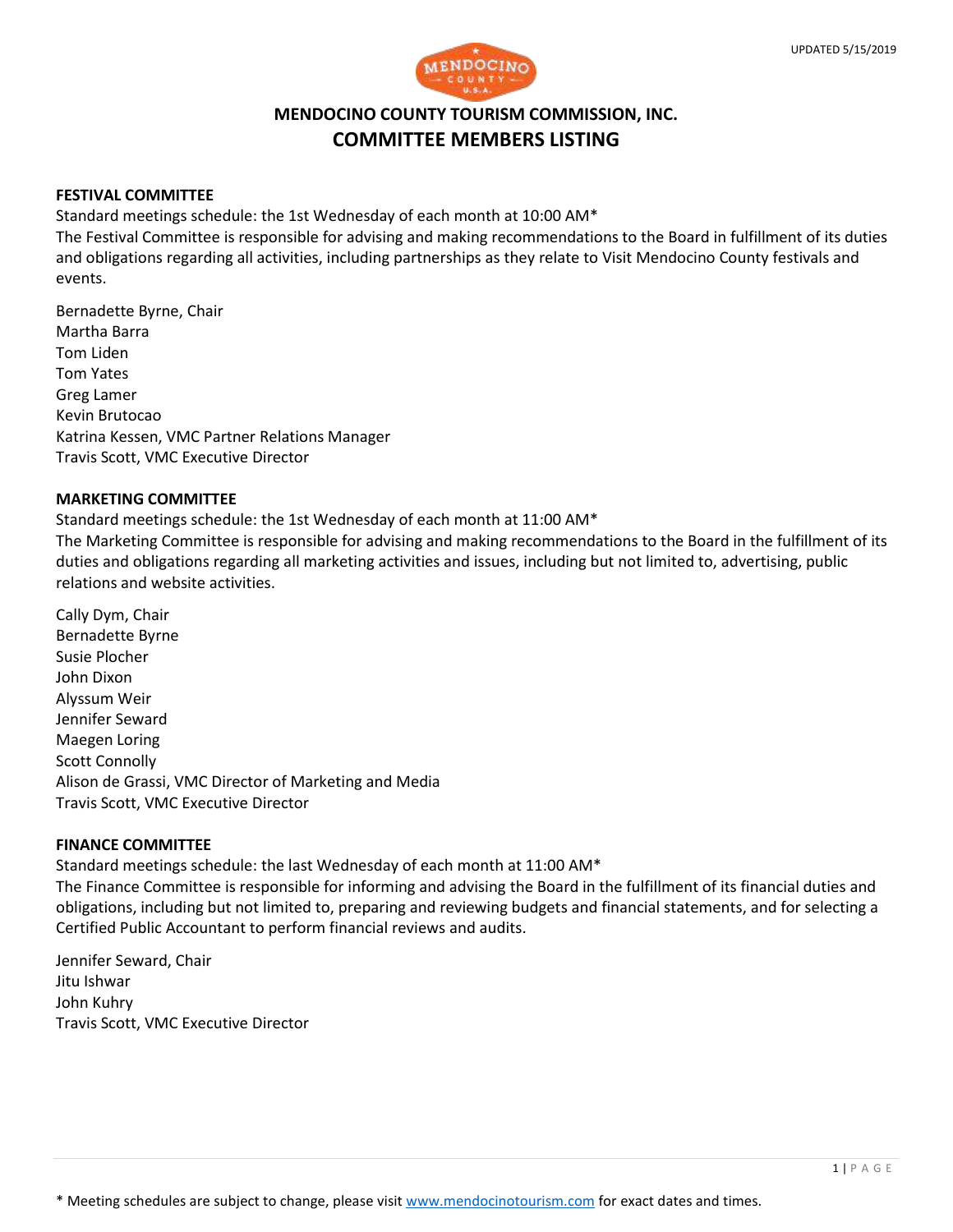UPDATED 5/15/2019

# MENDOCINO COUNTY TOURISM COMMISSION, INC.
## COMMITTEE MEMBERS LISTING

**FESTIVAL COMMITTEE**

Standard meetings schedule: the 1st Wednesday of each month at 10:00 AM*

The Festival Committee is responsible for advising and making recommendations to the Board in fulfillment of its duties and obligations regarding all activities, including partnerships as they relate to Visit Mendocino County festivals and events.

Bernadette Byrne, Chair
Martha Barra
Tom Liden
Tom Yates
Greg Lamer
Kevin Brutocao
Katrina Kessen, VMC Partner Relations Manager
Travis Scott, VMC Executive Director

**MARKETING COMMITTEE**

Standard meetings schedule: the 1st Wednesday of each month at 11:00 AM*

The Marketing Committee is responsible for advising and making recommendations to the Board in the fulfillment of its duties and obligations regarding all marketing activities and issues, including but not limited to, advertising, public relations and website activities.

Cally Dym, Chair
Bernadette Byrne
Susie Plocher
John Dixon
Alyssum Weir
Jennifer Seward
Maegen Loring
Scott Connolly
Alison de Grassi, VMC Director of Marketing and Media
Travis Scott, VMC Executive Director

**FINANCE COMMITTEE**

Standard meetings schedule: the last Wednesday of each month at 11:00 AM*

The Finance Committee is responsible for informing and advising the Board in the fulfillment of its financial duties and obligations, including but not limited to, preparing and reviewing budgets and financial statements, and for selecting a Certified Public Accountant to perform financial reviews and audits.

Jennifer Seward, Chair
Jitu Ishwar
John Kuhry
Travis Scott, VMC Executive Director

* Meeting schedules are subject to change, please visit www.mendocinotourism.com for exact dates and times.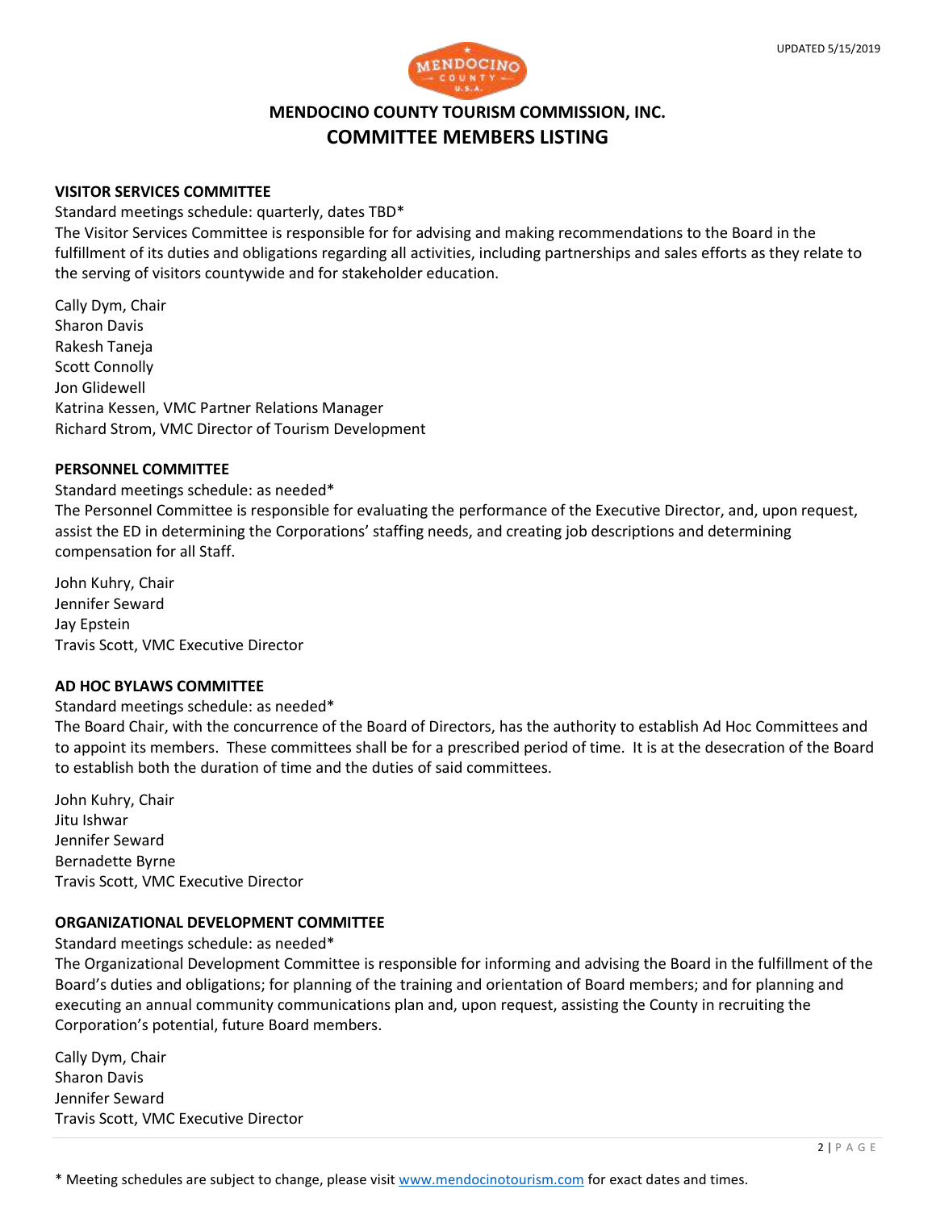# MENDOCINO COUNTY TOURISM COMMISSION, INC.
## COMMITTEE MEMBERS LISTING

UPDATED 5/15/2019

**VISITOR SERVICES COMMITTEE**

Standard meetings schedule: quarterly, dates TBD*

The Visitor Services Committee is responsible for for advising and making recommendations to the Board in the fulfillment of its duties and obligations regarding all activities, including partnerships and sales efforts as they relate to the serving of visitors countywide and for stakeholder education.

Cally Dym, Chair
Sharon Davis
Rakesh Taneja
Scott Connolly
Jon Glidewell
Katrina Kessen, VMC Partner Relations Manager
Richard Strom, VMC Director of Tourism Development

**PERSONNEL COMMITTEE**

Standard meetings schedule: as needed*

The Personnel Committee is responsible for evaluating the performance of the Executive Director, and, upon request, assist the ED in determining the Corporations' staffing needs, and creating job descriptions and determining compensation for all Staff.

John Kuhry, Chair
Jennifer Seward
Jay Epstein
Travis Scott, VMC Executive Director

**AD HOC BYLAWS COMMITTEE**

Standard meetings schedule: as needed*

The Board Chair, with the concurrence of the Board of Directors, has the authority to establish Ad Hoc Committees and to appoint its members. These committees shall be for a prescribed period of time. It is at the desecration of the Board to establish both the duration of time and the duties of said committees.

John Kuhry, Chair
Jitu Ishwar
Jennifer Seward
Bernadette Byrne
Travis Scott, VMC Executive Director

**ORGANIZATIONAL DEVELOPMENT COMMITTEE**

Standard meetings schedule: as needed*

The Organizational Development Committee is responsible for informing and advising the Board in the fulfillment of the Board's duties and obligations; for planning of the training and orientation of Board members; and for planning and executing an annual community communications plan and, upon request, assisting the County in recruiting the Corporation's potential, future Board members.

Cally Dym, Chair
Sharon Davis
Jennifer Seward
Travis Scott, VMC Executive Director

* Meeting schedules are subject to change, please visit www.mendocinotourism.com for exact dates and times.